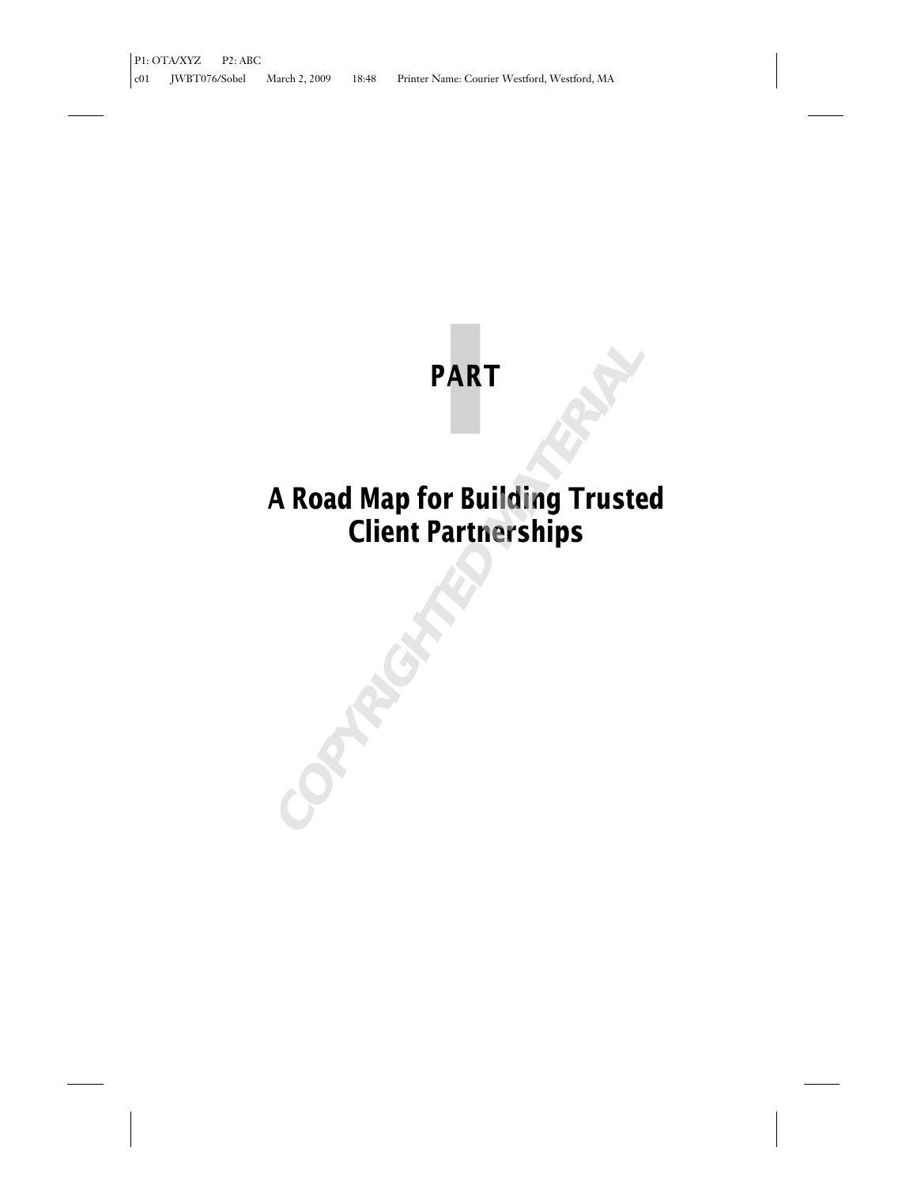# PART I

# A Road Map for Building Trusted Client Partnerships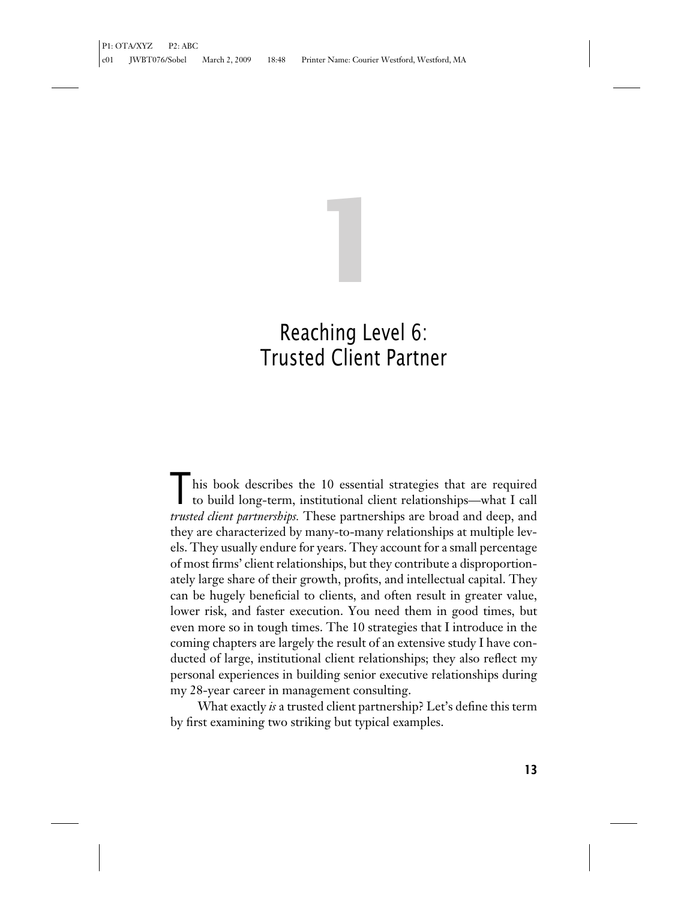# 1

# Reaching Level 6: Trusted Client Partner

This book describes the 10 essential strategies that are required to build long-term, institutional client relationships—what I call *trusted client partnerships.* These partnerships are broad and deep, and they are characterized by many-to-many relationships at multiple levels. They usually endure for years. They account for a small percentage of most firms' client relationships, but they contribute a disproportionately large share of their growth, profits, and intellectual capital. They can be hugely beneficial to clients, and often result in greater value, lower risk, and faster execution. You need them in good times, but even more so in tough times. The 10 strategies that I introduce in the coming chapters are largely the result of an extensive study I have conducted of large, institutional client relationships; they also reflect my personal experiences in building senior executive relationships during my 28-year career in management consulting.

What exactly *is* a trusted client partnership? Let's define this term by first examining two striking but typical examples.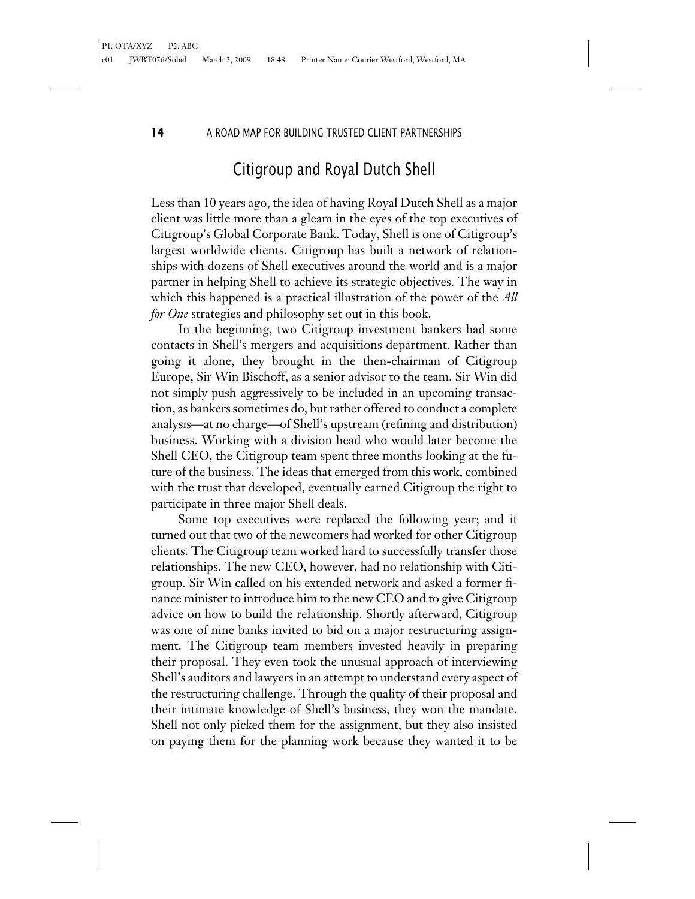## Citigroup and Royal Dutch Shell

Less than 10 years ago, the idea of having Royal Dutch Shell as a major client was little more than a gleam in the eyes of the top executives of Citigroup's Global Corporate Bank. Today, Shell is one of Citigroup's largest worldwide clients. Citigroup has built a network of relationships with dozens of Shell executives around the world and is a major partner in helping Shell to achieve its strategic objectives. The way in which this happened is a practical illustration of the power of the *All for One* strategies and philosophy set out in this book.

In the beginning, two Citigroup investment bankers had some contacts in Shell's mergers and acquisitions department. Rather than going it alone, they brought in the then-chairman of Citigroup Europe, Sir Win Bischoff, as a senior advisor to the team. Sir Win did not simply push aggressively to be included in an upcoming transaction, as bankers sometimes do, but rather offered to conduct a complete analysis—at no charge—of Shell's upstream (refining and distribution) business. Working with a division head who would later become the Shell CEO, the Citigroup team spent three months looking at the future of the business. The ideas that emerged from this work, combined with the trust that developed, eventually earned Citigroup the right to participate in three major Shell deals.

Some top executives were replaced the following year; and it turned out that two of the newcomers had worked for other Citigroup clients. The Citigroup team worked hard to successfully transfer those relationships. The new CEO, however, had no relationship with Citigroup. Sir Win called on his extended network and asked a former finance minister to introduce him to the new CEO and to give Citigroup advice on how to build the relationship. Shortly afterward, Citigroup was one of nine banks invited to bid on a major restructuring assignment. The Citigroup team members invested heavily in preparing their proposal. They even took the unusual approach of interviewing Shell's auditors and lawyers in an attempt to understand every aspect of the restructuring challenge. Through the quality of their proposal and their intimate knowledge of Shell's business, they won the mandate. Shell not only picked them for the assignment, but they also insisted on paying them for the planning work because they wanted it to be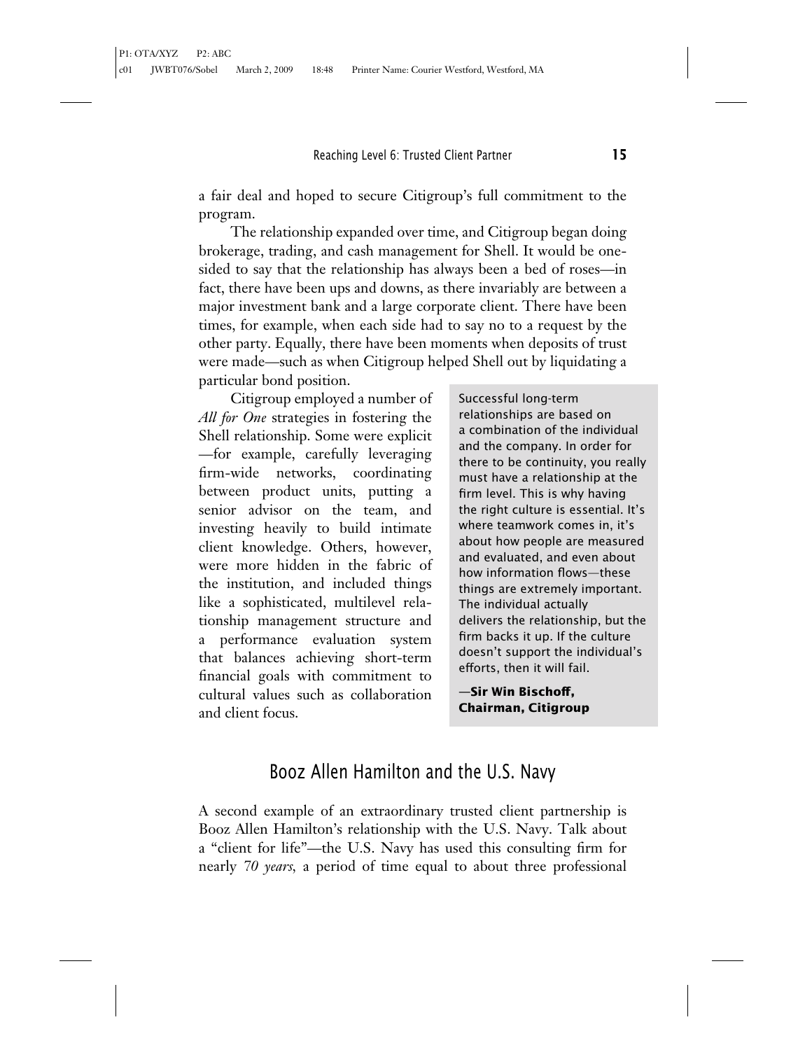a fair deal and hoped to secure Citigroup's full commitment to the program.

The relationship expanded over time, and Citigroup began doing brokerage, trading, and cash management for Shell. It would be one-sided to say that the relationship has always been a bed of roses—in fact, there have been ups and downs, as there invariably are between a major investment bank and a large corporate client. There have been times, for example, when each side had to say no to a request by the other party. Equally, there have been moments when deposits of trust were made—such as when Citigroup helped Shell out by liquidating a particular bond position.

Citigroup employed a number of *All for One* strategies in fostering the Shell relationship. Some were explicit—for example, carefully leveraging firm-wide networks, coordinating between product units, putting a senior advisor on the team, and investing heavily to build intimate client knowledge. Others, however, were more hidden in the fabric of the institution, and included things like a sophisticated, multilevel relationship management structure and a performance evaluation system that balances achieving short-term financial goals with commitment to cultural values such as collaboration and client focus.

> Successful long-term relationships are based on a combination of the individual and the company. In order for there to be continuity, you really must have a relationship at the firm level. This is why having the right culture is essential. It's where teamwork comes in, it's about how people are measured and evaluated, and even about how information flows—these things are extremely important. The individual actually delivers the relationship, but the firm backs it up. If the culture doesn't support the individual's efforts, then it will fail.
>
> —**Sir Win Bischoff, Chairman, Citigroup**

## Booz Allen Hamilton and the U.S. Navy

A second example of an extraordinary trusted client partnership is Booz Allen Hamilton's relationship with the U.S. Navy. Talk about a "client for life"—the U.S. Navy has used this consulting firm for nearly *70 years*, a period of time equal to about three professional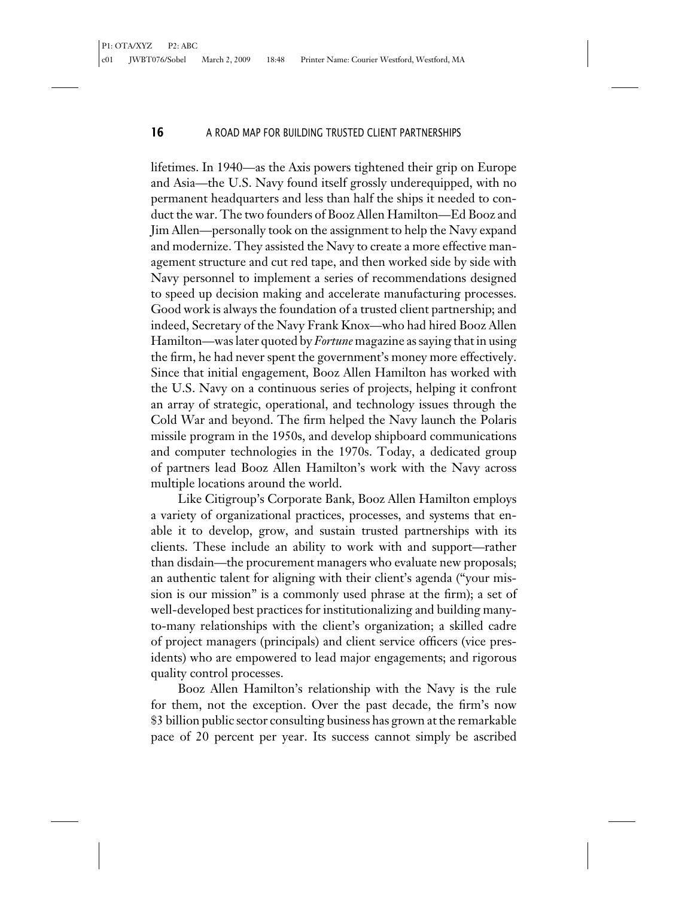lifetimes. In 1940—as the Axis powers tightened their grip on Europe and Asia—the U.S. Navy found itself grossly underequipped, with no permanent headquarters and less than half the ships it needed to conduct the war. The two founders of Booz Allen Hamilton—Ed Booz and Jim Allen—personally took on the assignment to help the Navy expand and modernize. They assisted the Navy to create a more effective management structure and cut red tape, and then worked side by side with Navy personnel to implement a series of recommendations designed to speed up decision making and accelerate manufacturing processes. Good work is always the foundation of a trusted client partnership; and indeed, Secretary of the Navy Frank Knox—who had hired Booz Allen Hamilton—was later quoted by *Fortune* magazine as saying that in using the firm, he had never spent the government's money more effectively. Since that initial engagement, Booz Allen Hamilton has worked with the U.S. Navy on a continuous series of projects, helping it confront an array of strategic, operational, and technology issues through the Cold War and beyond. The firm helped the Navy launch the Polaris missile program in the 1950s, and develop shipboard communications and computer technologies in the 1970s. Today, a dedicated group of partners lead Booz Allen Hamilton's work with the Navy across multiple locations around the world.

Like Citigroup's Corporate Bank, Booz Allen Hamilton employs a variety of organizational practices, processes, and systems that enable it to develop, grow, and sustain trusted partnerships with its clients. These include an ability to work with and support—rather than disdain—the procurement managers who evaluate new proposals; an authentic talent for aligning with their client's agenda ("your mission is our mission" is a commonly used phrase at the firm); a set of well-developed best practices for institutionalizing and building many-to-many relationships with the client's organization; a skilled cadre of project managers (principals) and client service officers (vice presidents) who are empowered to lead major engagements; and rigorous quality control processes.

Booz Allen Hamilton's relationship with the Navy is the rule for them, not the exception. Over the past decade, the firm's now $3 billion public sector consulting business has grown at the remarkable pace of 20 percent per year. Its success cannot simply be ascribed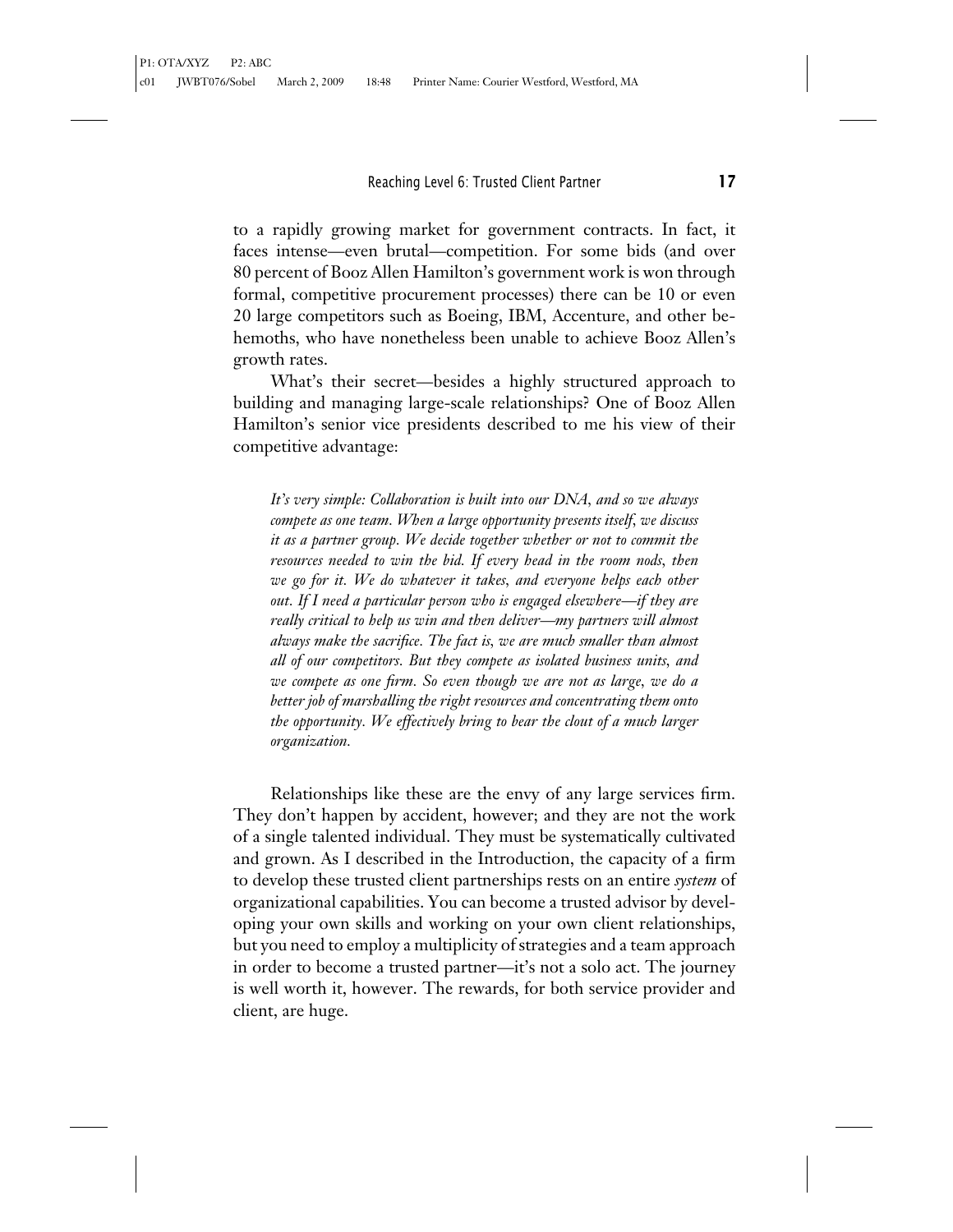to a rapidly growing market for government contracts. In fact, it faces intense—even brutal—competition. For some bids (and over 80 percent of Booz Allen Hamilton's government work is won through formal, competitive procurement processes) there can be 10 or even 20 large competitors such as Boeing, IBM, Accenture, and other behemoths, who have nonetheless been unable to achieve Booz Allen's growth rates.

What's their secret—besides a highly structured approach to building and managing large-scale relationships? One of Booz Allen Hamilton's senior vice presidents described to me his view of their competitive advantage:

> *It's very simple: Collaboration is built into our DNA, and so we always compete as one team. When a large opportunity presents itself, we discuss it as a partner group. We decide together whether or not to commit the resources needed to win the bid. If every head in the room nods, then we go for it. We do whatever it takes, and everyone helps each other out. If I need a particular person who is engaged elsewhere—if they are really critical to help us win and then deliver—my partners will almost always make the sacrifice. The fact is, we are much smaller than almost all of our competitors. But they compete as isolated business units, and we compete as one firm. So even though we are not as large, we do a better job of marshalling the right resources and concentrating them onto the opportunity. We effectively bring to bear the clout of a much larger organization.*

Relationships like these are the envy of any large services firm. They don't happen by accident, however; and they are not the work of a single talented individual. They must be systematically cultivated and grown. As I described in the Introduction, the capacity of a firm to develop these trusted client partnerships rests on an entire *system* of organizational capabilities. You can become a trusted advisor by developing your own skills and working on your own client relationships, but you need to employ a multiplicity of strategies and a team approach in order to become a trusted partner—it's not a solo act. The journey is well worth it, however. The rewards, for both service provider and client, are huge.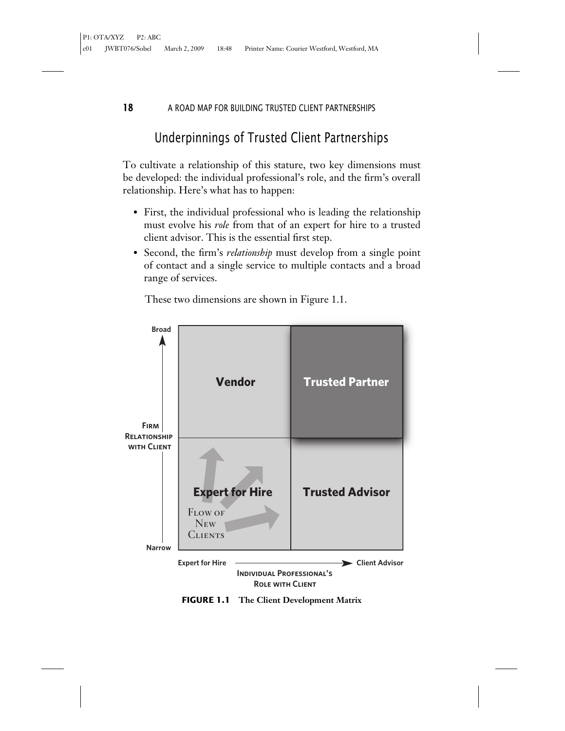## Underpinnings of Trusted Client Partnerships

To cultivate a relationship of this stature, two key dimensions must be developed: the individual professional's role, and the firm's overall relationship. Here's what has to happen:

- First, the individual professional who is leading the relationship must evolve his *role* from that of an expert for hire to a trusted client advisor. This is the essential first step.
- Second, the firm's *relationship* must develop from a single point of contact and a single service to multiple contacts and a broad range of services.

These two dimensions are shown in Figure 1.1.

**FIGURE 1.1 The Client Development Matrix**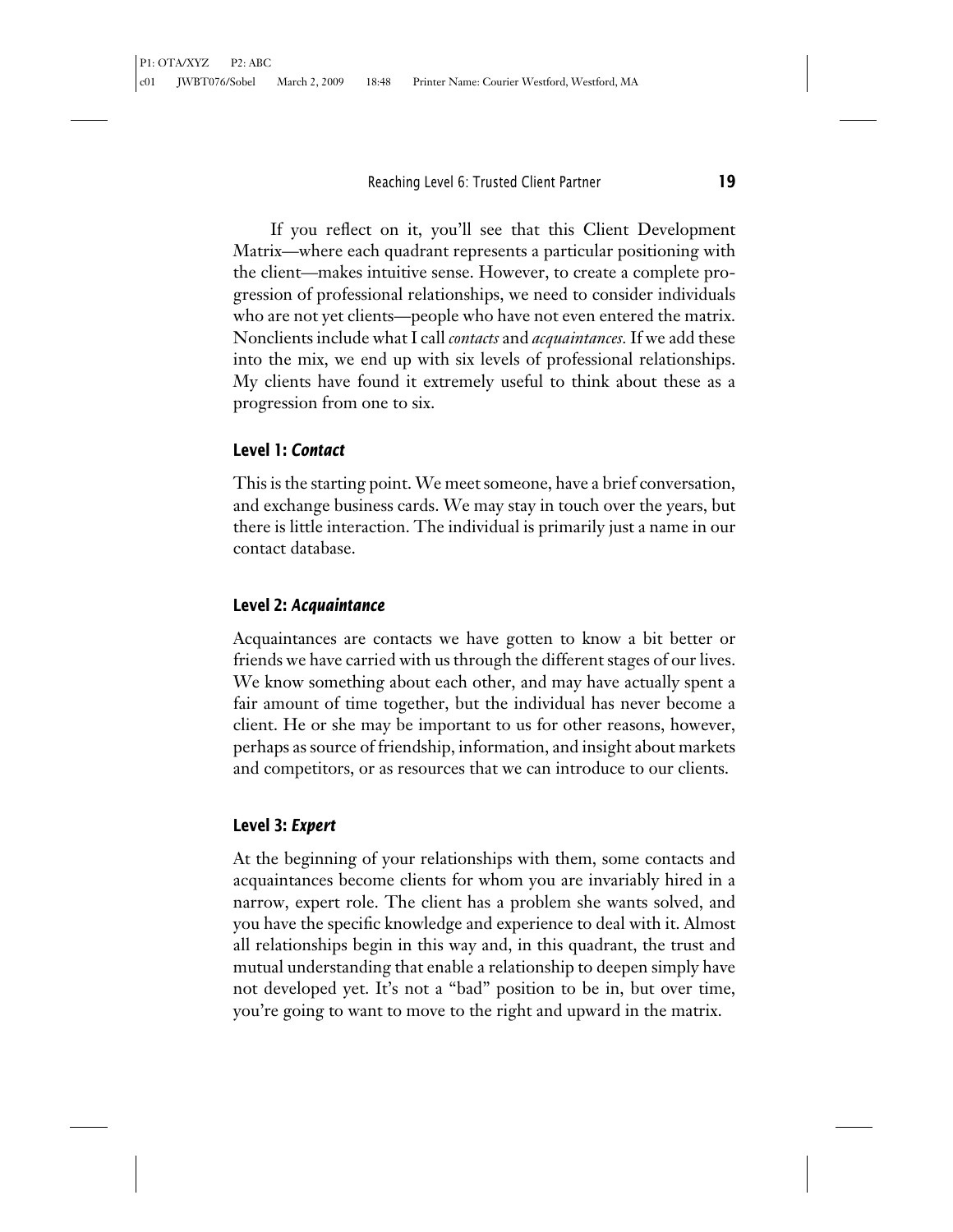If you reflect on it, you'll see that this Client Development Matrix—where each quadrant represents a particular positioning with the client—makes intuitive sense. However, to create a complete progression of professional relationships, we need to consider individuals who are not yet clients—people who have not even entered the matrix. Nonclients include what I call *contacts* and *acquaintances.* If we add these into the mix, we end up with six levels of professional relationships. My clients have found it extremely useful to think about these as a progression from one to six.

### Level 1: *Contact*

This is the starting point. We meet someone, have a brief conversation, and exchange business cards. We may stay in touch over the years, but there is little interaction. The individual is primarily just a name in our contact database.

### Level 2: *Acquaintance*

Acquaintances are contacts we have gotten to know a bit better or friends we have carried with us through the different stages of our lives. We know something about each other, and may have actually spent a fair amount of time together, but the individual has never become a client. He or she may be important to us for other reasons, however, perhaps as source of friendship, information, and insight about markets and competitors, or as resources that we can introduce to our clients.

### Level 3: *Expert*

At the beginning of your relationships with them, some contacts and acquaintances become clients for whom you are invariably hired in a narrow, expert role. The client has a problem she wants solved, and you have the specific knowledge and experience to deal with it. Almost all relationships begin in this way and, in this quadrant, the trust and mutual understanding that enable a relationship to deepen simply have not developed yet. It's not a "bad" position to be in, but over time, you're going to want to move to the right and upward in the matrix.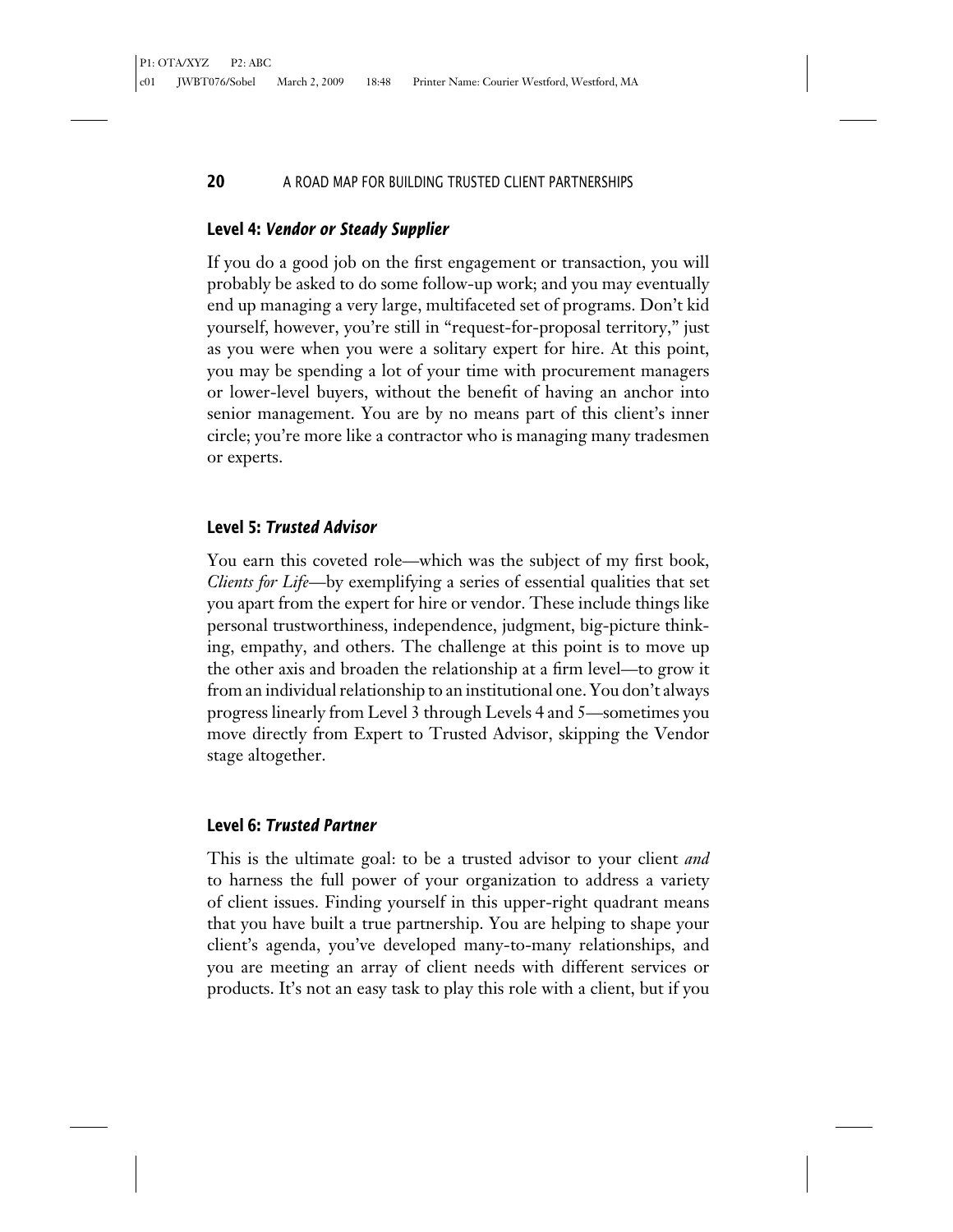### Level 4: *Vendor or Steady Supplier*

If you do a good job on the first engagement or transaction, you will probably be asked to do some follow-up work; and you may eventually end up managing a very large, multifaceted set of programs. Don't kid yourself, however, you're still in "request-for-proposal territory," just as you were when you were a solitary expert for hire. At this point, you may be spending a lot of your time with procurement managers or lower-level buyers, without the benefit of having an anchor into senior management. You are by no means part of this client's inner circle; you're more like a contractor who is managing many tradesmen or experts.

### Level 5: *Trusted Advisor*

You earn this coveted role—which was the subject of my first book, *Clients for Life*—by exemplifying a series of essential qualities that set you apart from the expert for hire or vendor. These include things like personal trustworthiness, independence, judgment, big-picture thinking, empathy, and others. The challenge at this point is to move up the other axis and broaden the relationship at a firm level—to grow it from an individual relationship to an institutional one. You don't always progress linearly from Level 3 through Levels 4 and 5—sometimes you move directly from Expert to Trusted Advisor, skipping the Vendor stage altogether.

### Level 6: *Trusted Partner*

This is the ultimate goal: to be a trusted advisor to your client *and* to harness the full power of your organization to address a variety of client issues. Finding yourself in this upper-right quadrant means that you have built a true partnership. You are helping to shape your client's agenda, you've developed many-to-many relationships, and you are meeting an array of client needs with different services or products. It's not an easy task to play this role with a client, but if you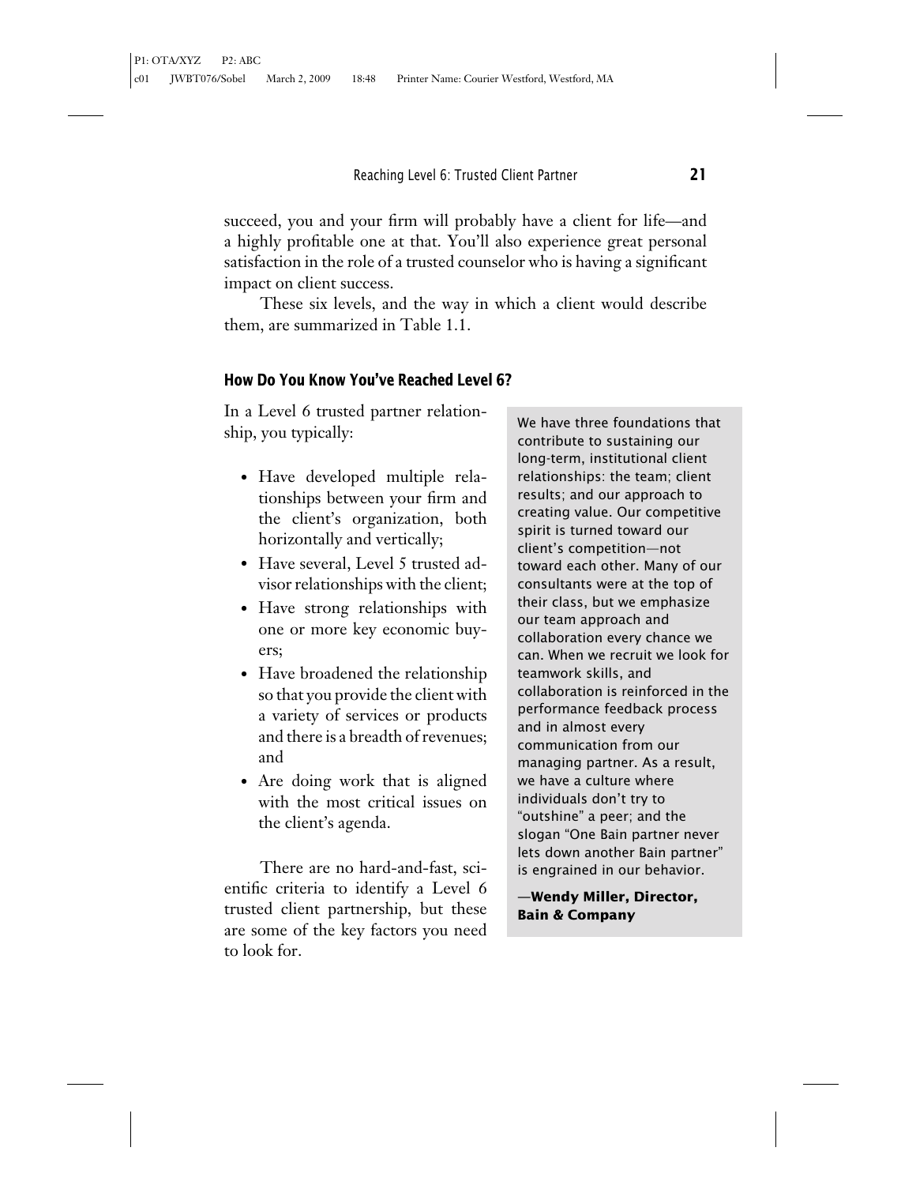succeed, you and your firm will probably have a client for life—and a highly profitable one at that. You'll also experience great personal satisfaction in the role of a trusted counselor who is having a significant impact on client success.

These six levels, and the way in which a client would describe them, are summarized in Table 1.1.

### How Do You Know You've Reached Level 6?

In a Level 6 trusted partner relationship, you typically:

- Have developed multiple relationships between your firm and the client's organization, both horizontally and vertically;
- Have several, Level 5 trusted advisor relationships with the client;
- Have strong relationships with one or more key economic buyers;
- Have broadened the relationship so that you provide the client with a variety of services or products and there is a breadth of revenues; and
- Are doing work that is aligned with the most critical issues on the client's agenda.

There are no hard-and-fast, scientific criteria to identify a Level 6 trusted client partnership, but these are some of the key factors you need to look for.

> We have three foundations that contribute to sustaining our long-term, institutional client relationships: the team; client results; and our approach to creating value. Our competitive spirit is turned toward our client's competition—not toward each other. Many of our consultants were at the top of their class, but we emphasize our team approach and collaboration every chance we can. When we recruit we look for teamwork skills, and collaboration is reinforced in the performance feedback process and in almost every communication from our managing partner. As a result, we have a culture where individuals don't try to "outshine" a peer; and the slogan "One Bain partner never lets down another Bain partner" is engrained in our behavior.
>
> —**Wendy Miller, Director, Bain & Company**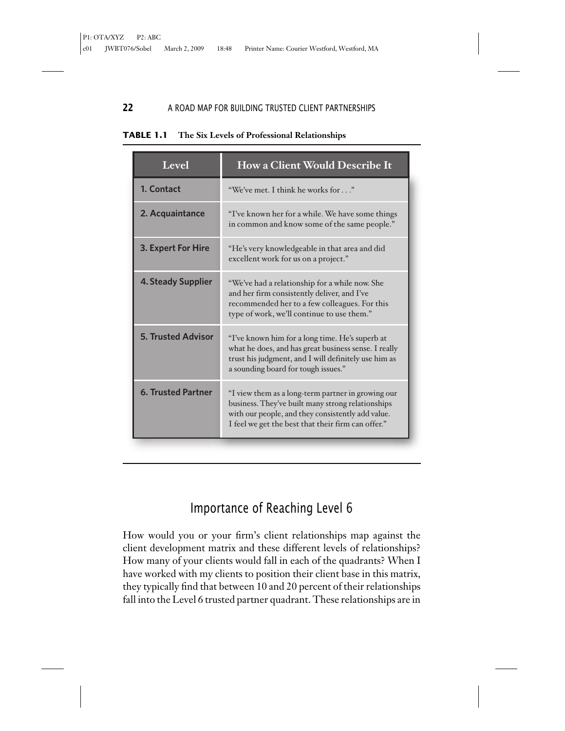**TABLE 1.1 The Six Levels of Professional Relationships**

| Level | How a Client Would Describe It |
|---|---|
| **1. Contact** | "We've met. I think he works for . . ." |
| **2. Acquaintance** | "I've known her for a while. We have some things in common and know some of the same people." |
| **3. Expert For Hire** | "He's very knowledgeable in that area and did excellent work for us on a project." |
| **4. Steady Supplier** | "We've had a relationship for a while now. She and her firm consistently deliver, and I've recommended her to a few colleagues. For this type of work, we'll continue to use them." |
| **5. Trusted Advisor** | "I've known him for a long time. He's superb at what he does, and has great business sense. I really trust his judgment, and I will definitely use him as a sounding board for tough issues." |
| **6. Trusted Partner** | "I view them as a long-term partner in growing our business. They've built many strong relationships with our people, and they consistently add value. I feel we get the best that their firm can offer." |

## Importance of Reaching Level 6

How would you or your firm's client relationships map against the client development matrix and these different levels of relationships? How many of your clients would fall in each of the quadrants? When I have worked with my clients to position their client base in this matrix, they typically find that between 10 and 20 percent of their relationships fall into the Level 6 trusted partner quadrant. These relationships are in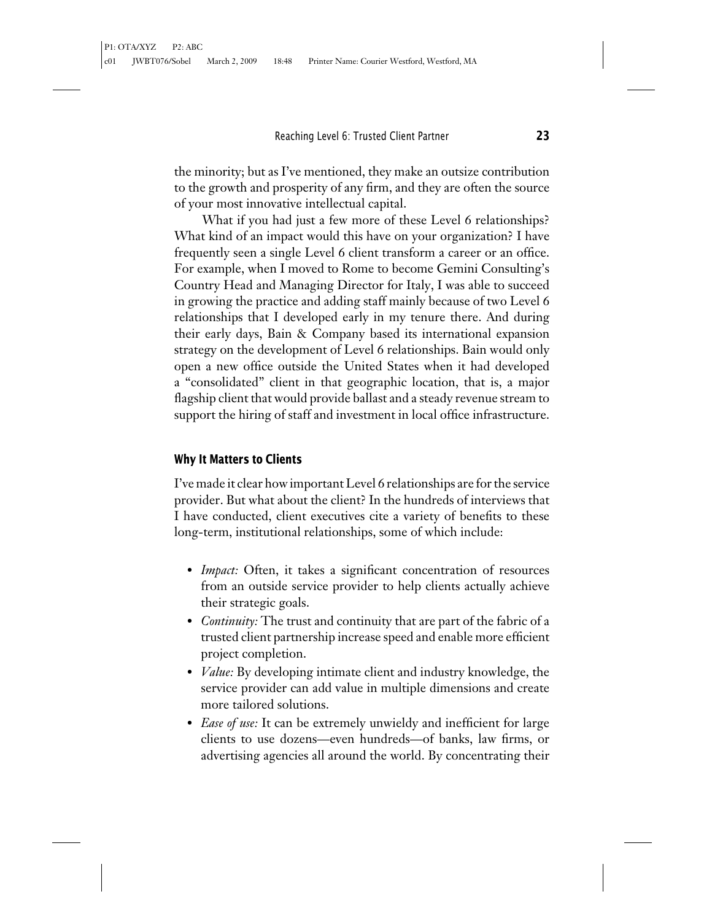the minority; but as I've mentioned, they make an outsize contribution to the growth and prosperity of any firm, and they are often the source of your most innovative intellectual capital.

What if you had just a few more of these Level 6 relationships? What kind of an impact would this have on your organization? I have frequently seen a single Level 6 client transform a career or an office. For example, when I moved to Rome to become Gemini Consulting's Country Head and Managing Director for Italy, I was able to succeed in growing the practice and adding staff mainly because of two Level 6 relationships that I developed early in my tenure there. And during their early days, Bain & Company based its international expansion strategy on the development of Level 6 relationships. Bain would only open a new office outside the United States when it had developed a "consolidated" client in that geographic location, that is, a major flagship client that would provide ballast and a steady revenue stream to support the hiring of staff and investment in local office infrastructure.

## Why It Matters to Clients

I've made it clear how important Level 6 relationships are for the service provider. But what about the client? In the hundreds of interviews that I have conducted, client executives cite a variety of benefits to these long-term, institutional relationships, some of which include:

- *Impact:* Often, it takes a significant concentration of resources from an outside service provider to help clients actually achieve their strategic goals.
- *Continuity:* The trust and continuity that are part of the fabric of a trusted client partnership increase speed and enable more efficient project completion.
- *Value:* By developing intimate client and industry knowledge, the service provider can add value in multiple dimensions and create more tailored solutions.
- *Ease of use:* It can be extremely unwieldy and inefficient for large clients to use dozens—even hundreds—of banks, law firms, or advertising agencies all around the world. By concentrating their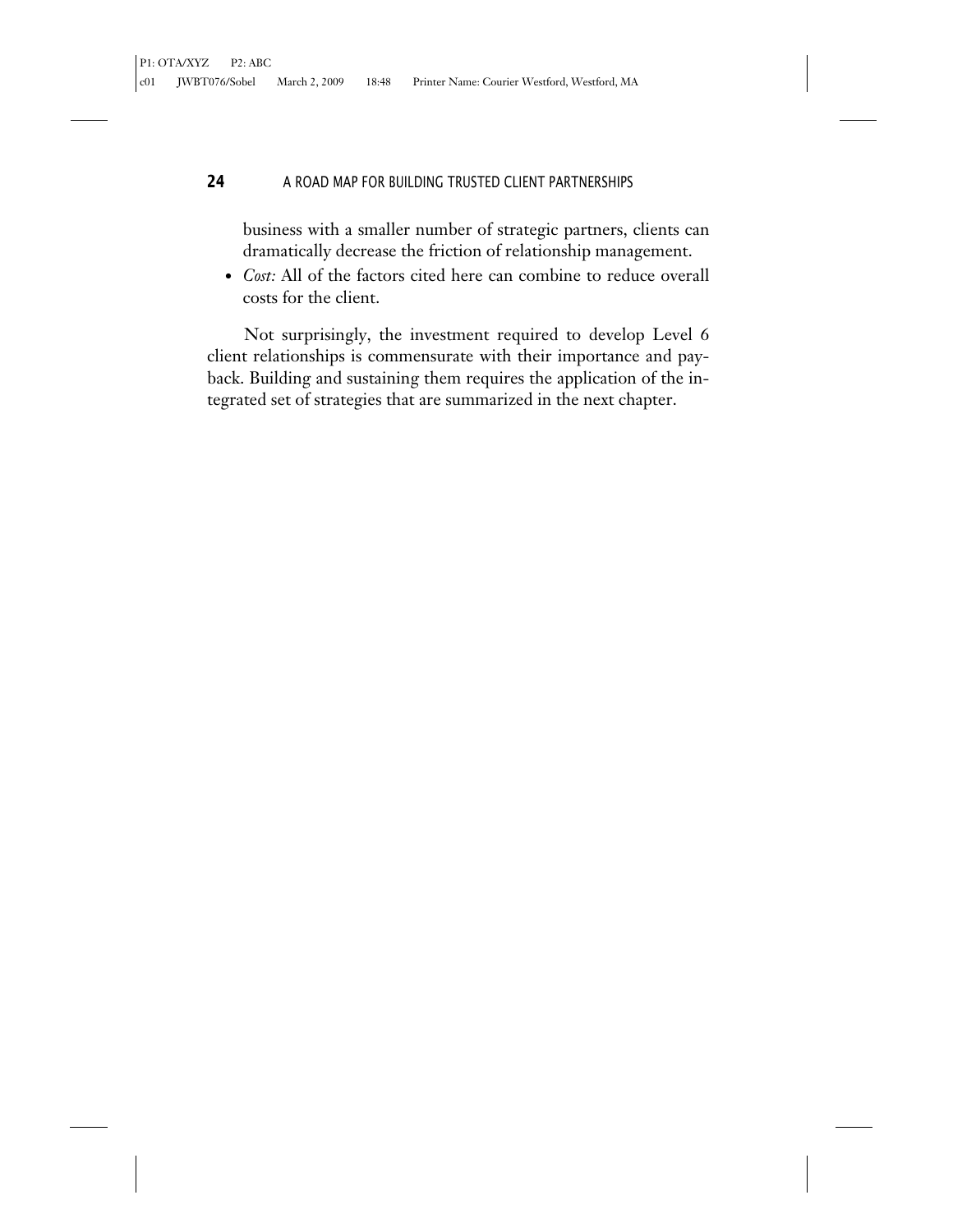business with a smaller number of strategic partners, clients can dramatically decrease the friction of relationship management.

- *Cost:* All of the factors cited here can combine to reduce overall costs for the client.

Not surprisingly, the investment required to develop Level 6 client relationships is commensurate with their importance and payback. Building and sustaining them requires the application of the integrated set of strategies that are summarized in the next chapter.